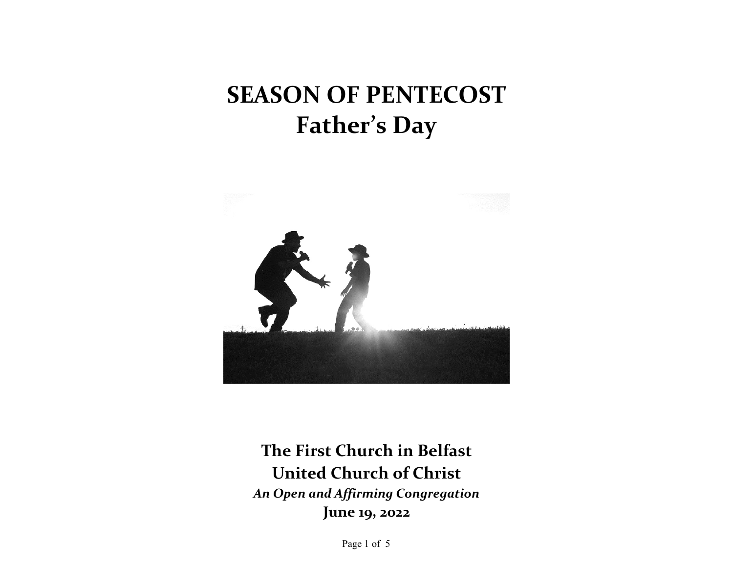# SEASON OF PENTECOST
# Father's Day

**The First Church in Belfast**
**United Church of Christ**
***An Open and Affirming Congregation***
**June 19, 2022**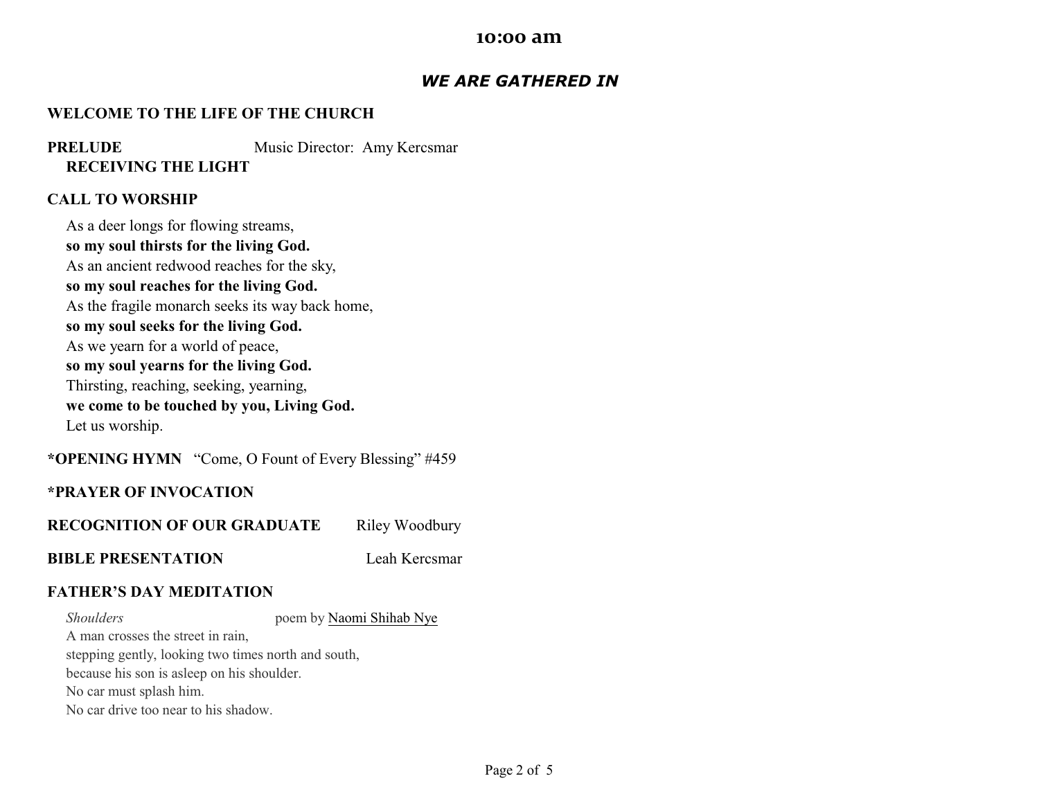## 10:00 am

### *WE ARE GATHERED IN*

**WELCOME TO THE LIFE OF THE CHURCH**

**PRELUDE** Music Director: Amy Kercsmar

**RECEIVING THE LIGHT**

**CALL TO WORSHIP**

As a deer longs for flowing streams,
**so my soul thirsts for the living God.**
As an ancient redwood reaches for the sky,
**so my soul reaches for the living God.**
As the fragile monarch seeks its way back home,
**so my soul seeks for the living God.**
As we yearn for a world of peace,
**so my soul yearns for the living God.**
Thirsting, reaching, seeking, yearning,
**we come to be touched by you, Living God.**
Let us worship.

**\*OPENING HYMN** "Come, O Fount of Every Blessing" #459

**\*PRAYER OF INVOCATION**

**RECOGNITION OF OUR GRADUATE** Riley Woodbury

**BIBLE PRESENTATION** Leah Kercsmar

**FATHER'S DAY MEDITATION**

*Shoulders* poem by Naomi Shihab Nye

A man crosses the street in rain,
stepping gently, looking two times north and south,
because his son is asleep on his shoulder.
No car must splash him.
No car drive too near to his shadow.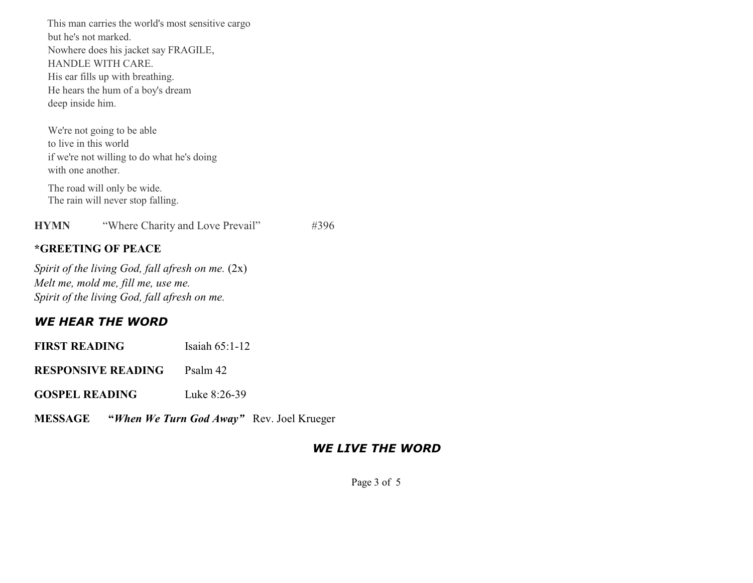This man carries the world's most sensitive cargo  
but he's not marked.  
Nowhere does his jacket say FRAGILE,  
HANDLE WITH CARE.  
His ear fills up with breathing.  
He hears the hum of a boy's dream  
deep inside him.

We're not going to be able  
to live in this world  
if we're not willing to do what he's doing  
with one another.

The road will only be wide.  
The rain will never stop falling.

**HYMN** "Where Charity and Love Prevail" #396

**\*GREETING OF PEACE**

*Spirit of the living God, fall afresh on me.* (2x)  
*Melt me, mold me, fill me, use me.*  
*Spirit of the living God, fall afresh on me.*

## *WE HEAR THE WORD*

**FIRST READING** Isaiah 65:1-12

**RESPONSIVE READING** Psalm 42

**GOSPEL READING** Luke 8:26-39

**MESSAGE** **"*When We Turn God Away*"** Rev. Joel Krueger

## *WE LIVE THE WORD*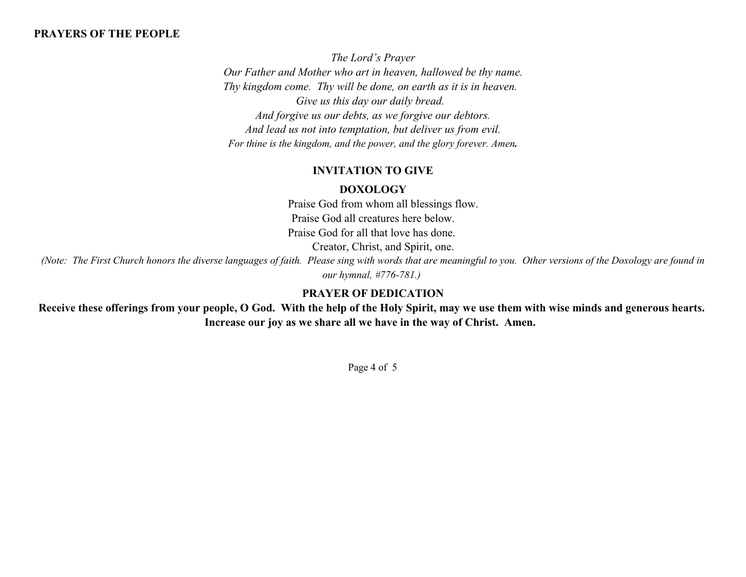**PRAYERS OF THE PEOPLE**

*The Lord's Prayer*
*Our Father and Mother who art in heaven, hallowed be thy name.*
*Thy kingdom come. Thy will be done, on earth as it is in heaven.*
*Give us this day our daily bread.*
*And forgive us our debts, as we forgive our debtors.*
*And lead us not into temptation, but deliver us from evil.*
*For thine is the kingdom, and the power, and the glory forever. Amen.*

**INVITATION TO GIVE**

**DOXOLOGY**

Praise God from whom all blessings flow.
Praise God all creatures here below.
Praise God for all that love has done.
Creator, Christ, and Spirit, one.

*(Note: The First Church honors the diverse languages of faith. Please sing with words that are meaningful to you. Other versions of the Doxology are found in our hymnal, #776-781.)*

**PRAYER OF DEDICATION**

**Receive these offerings from your people, O God. With the help of the Holy Spirit, may we use them with wise minds and generous hearts. Increase our joy as we share all we have in the way of Christ. Amen.**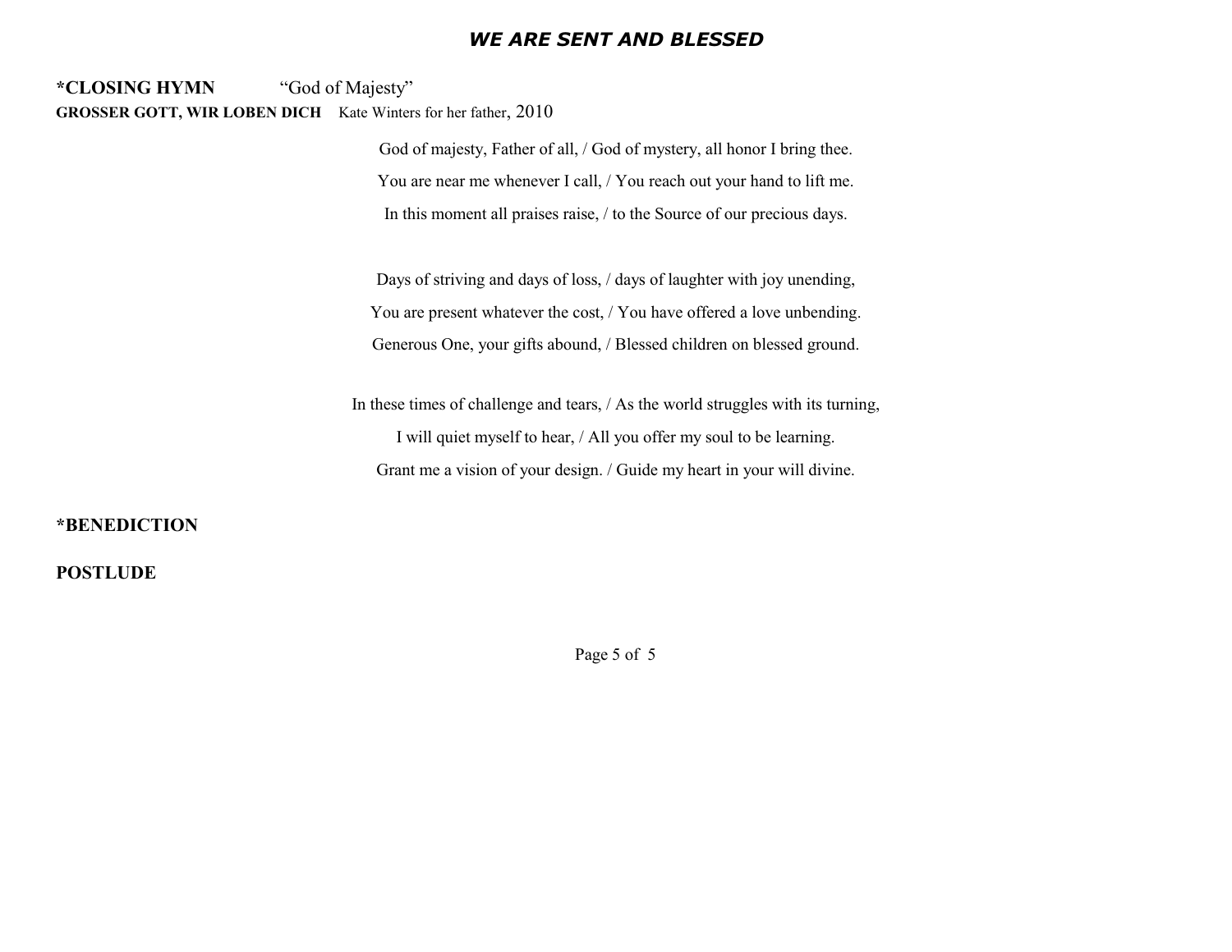# *WE ARE SENT AND BLESSED*

**\*CLOSING HYMN** "God of Majesty"

**GROSSER GOTT, WIR LOBEN DICH** Kate Winters for her father, 2010

God of majesty, Father of all, / God of mystery, all honor I bring thee.
You are near me whenever I call, / You reach out your hand to lift me.
In this moment all praises raise, / to the Source of our precious days.

Days of striving and days of loss, / days of laughter with joy unending,
You are present whatever the cost, / You have offered a love unbending.
Generous One, your gifts abound, / Blessed children on blessed ground.

In these times of challenge and tears, / As the world struggles with its turning,
I will quiet myself to hear, / All you offer my soul to be learning.
Grant me a vision of your design. / Guide my heart in your will divine.

**\*BENEDICTION**

**POSTLUDE**